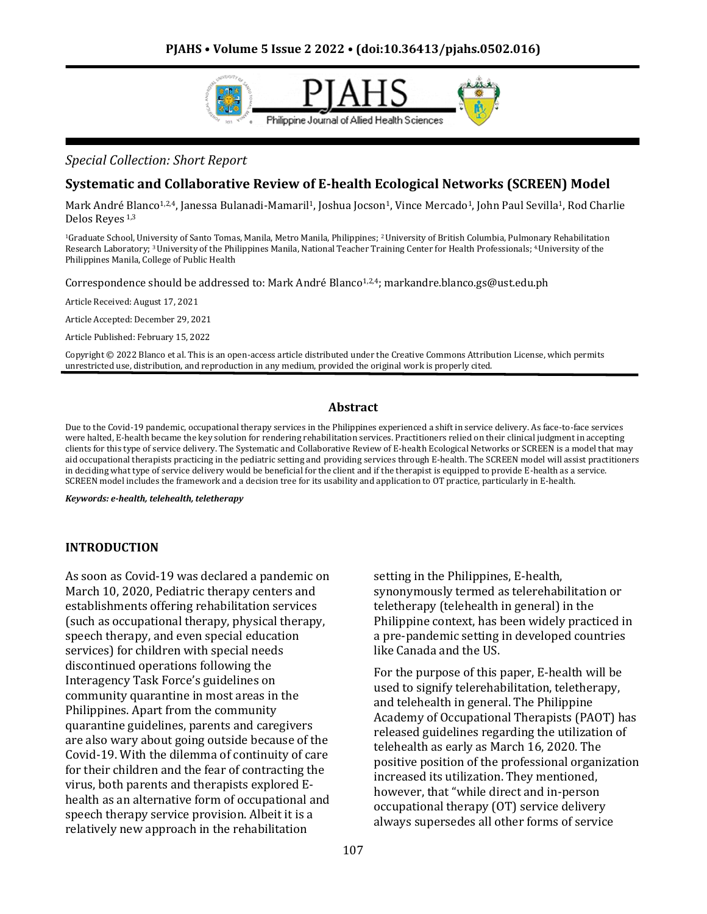*Special Collection: Short Report*

# Systematic and Collaborative Review of E-health Ecological Networks (SCREEN) Model

Mark André Blanco[1,2,4], Janessa Bulanadi-Mamaril[1], Joshua Jocson[1], Vince Mercado[1], John Paul Sevilla[1], Rod Charlie Delos Reyes [1,3]

[1]Graduate School, University of Santo Tomas, Manila, Metro Manila, Philippines; [2]University of British Columbia, Pulmonary Rehabilitation Research Laboratory; [3]University of the Philippines Manila, National Teacher Training Center for Health Professionals; [4]University of the Philippines Manila, College of Public Health

Correspondence should be addressed to: Mark André Blanco[1,2,4]; markandre.blanco.gs@ust.edu.ph

Article Received: August 17, 2021

Article Accepted: December 29, 2021

Article Published: February 15, 2022

Copyright © 2022 Blanco et al. This is an open-access article distributed under the Creative Commons Attribution License, which permits unrestricted use, distribution, and reproduction in any medium, provided the original work is properly cited.

## Abstract

Due to the Covid-19 pandemic, occupational therapy services in the Philippines experienced a shift in service delivery. As face-to-face services were halted, E-health became the key solution for rendering rehabilitation services. Practitioners relied on their clinical judgment in accepting clients for this type of service delivery. The Systematic and Collaborative Review of E-health Ecological Networks or SCREEN is a model that may aid occupational therapists practicing in the pediatric setting and providing services through E-health. The SCREEN model will assist practitioners in deciding what type of service delivery would be beneficial for the client and if the therapist is equipped to provide E-health as a service. SCREEN model includes the framework and a decision tree for its usability and application to OT practice, particularly in E-health.

***Keywords: e-health, telehealth, teletherapy***

## INTRODUCTION

As soon as Covid-19 was declared a pandemic on March 10, 2020, Pediatric therapy centers and establishments offering rehabilitation services (such as occupational therapy, physical therapy, speech therapy, and even special education services) for children with special needs discontinued operations following the Interagency Task Force's guidelines on community quarantine in most areas in the Philippines. Apart from the community quarantine guidelines, parents and caregivers are also wary about going outside because of the Covid-19. With the dilemma of continuity of care for their children and the fear of contracting the virus, both parents and therapists explored E-health as an alternative form of occupational and speech therapy service provision. Albeit it is a relatively new approach in the rehabilitation setting in the Philippines, E-health, synonymously termed as telerehabilitation or teletherapy (telehealth in general) in the Philippine context, has been widely practiced in a pre-pandemic setting in developed countries like Canada and the US.

For the purpose of this paper, E-health will be used to signify telerehabilitation, teletherapy, and telehealth in general. The Philippine Academy of Occupational Therapists (PAOT) has released guidelines regarding the utilization of telehealth as early as March 16, 2020. The positive position of the professional organization increased its utilization. They mentioned, however, that "while direct and in-person occupational therapy (OT) service delivery always supersedes all other forms of service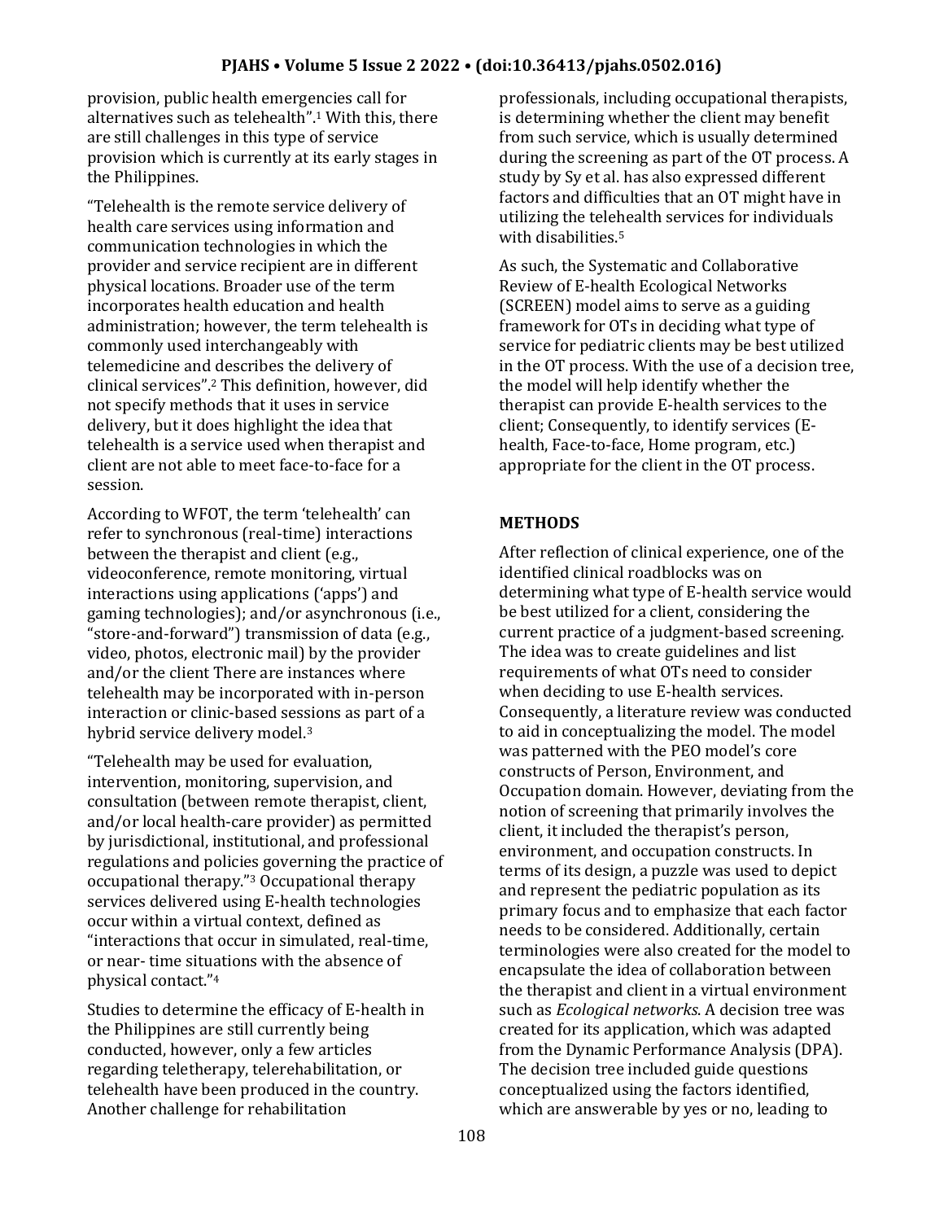provision, public health emergencies call for alternatives such as telehealth".[1] With this, there are still challenges in this type of service provision which is currently at its early stages in the Philippines.

"Telehealth is the remote service delivery of health care services using information and communication technologies in which the provider and service recipient are in different physical locations. Broader use of the term incorporates health education and health administration; however, the term telehealth is commonly used interchangeably with telemedicine and describes the delivery of clinical services".[2] This definition, however, did not specify methods that it uses in service delivery, but it does highlight the idea that telehealth is a service used when therapist and client are not able to meet face-to-face for a session.

According to WFOT, the term 'telehealth' can refer to synchronous (real-time) interactions between the therapist and client (e.g., videoconference, remote monitoring, virtual interactions using applications ('apps') and gaming technologies); and/or asynchronous (i.e., "store-and-forward") transmission of data (e.g., video, photos, electronic mail) by the provider and/or the client There are instances where telehealth may be incorporated with in-person interaction or clinic-based sessions as part of a hybrid service delivery model.[3]

"Telehealth may be used for evaluation, intervention, monitoring, supervision, and consultation (between remote therapist, client, and/or local health-care provider) as permitted by jurisdictional, institutional, and professional regulations and policies governing the practice of occupational therapy."[3] Occupational therapy services delivered using E-health technologies occur within a virtual context, defined as "interactions that occur in simulated, real-time, or near- time situations with the absence of physical contact."[4]

Studies to determine the efficacy of E-health in the Philippines are still currently being conducted, however, only a few articles regarding teletherapy, telerehabilitation, or telehealth have been produced in the country. Another challenge for rehabilitation professionals, including occupational therapists, is determining whether the client may benefit from such service, which is usually determined during the screening as part of the OT process. A study by Sy et al. has also expressed different factors and difficulties that an OT might have in utilizing the telehealth services for individuals with disabilities.[5]

As such, the Systematic and Collaborative Review of E-health Ecological Networks (SCREEN) model aims to serve as a guiding framework for OTs in deciding what type of service for pediatric clients may be best utilized in the OT process. With the use of a decision tree, the model will help identify whether the therapist can provide E-health services to the client; Consequently, to identify services (E-health, Face-to-face, Home program, etc.) appropriate for the client in the OT process.

## METHODS

After reflection of clinical experience, one of the identified clinical roadblocks was on determining what type of E-health service would be best utilized for a client, considering the current practice of a judgment-based screening. The idea was to create guidelines and list requirements of what OTs need to consider when deciding to use E-health services. Consequently, a literature review was conducted to aid in conceptualizing the model. The model was patterned with the PEO model's core constructs of Person, Environment, and Occupation domain. However, deviating from the notion of screening that primarily involves the client, it included the therapist's person, environment, and occupation constructs. In terms of its design, a puzzle was used to depict and represent the pediatric population as its primary focus and to emphasize that each factor needs to be considered. Additionally, certain terminologies were also created for the model to encapsulate the idea of collaboration between the therapist and client in a virtual environment such as *Ecological networks*. A decision tree was created for its application, which was adapted from the Dynamic Performance Analysis (DPA). The decision tree included guide questions conceptualized using the factors identified, which are answerable by yes or no, leading to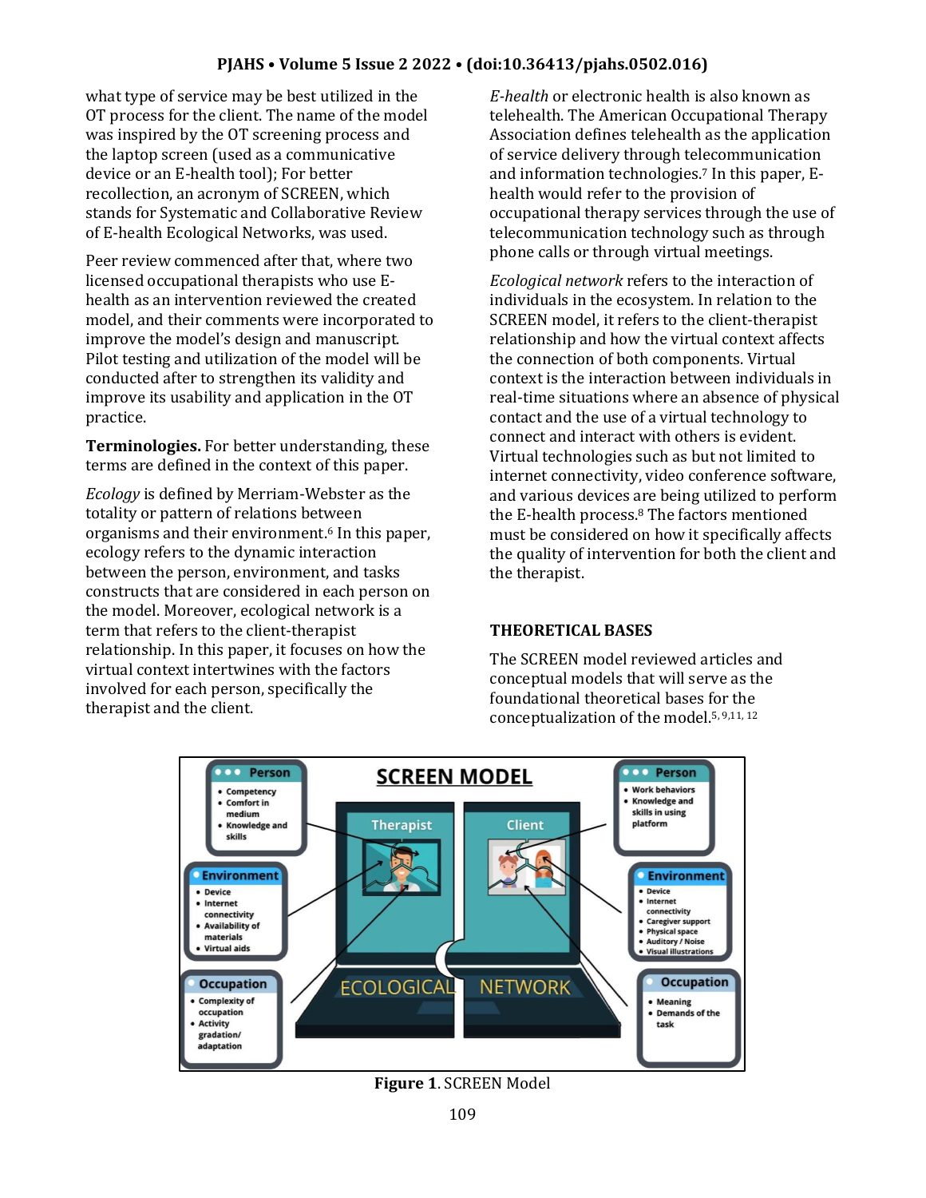what type of service may be best utilized in the OT process for the client. The name of the model was inspired by the OT screening process and the laptop screen (used as a communicative device or an E-health tool); For better recollection, an acronym of SCREEN, which stands for Systematic and Collaborative Review of E-health Ecological Networks, was used.

Peer review commenced after that, where two licensed occupational therapists who use E-health as an intervention reviewed the created model, and their comments were incorporated to improve the model's design and manuscript. Pilot testing and utilization of the model will be conducted after to strengthen its validity and improve its usability and application in the OT practice.

**Terminologies.** For better understanding, these terms are defined in the context of this paper.

*Ecology* is defined by Merriam-Webster as the totality or pattern of relations between organisms and their environment.[6] In this paper, ecology refers to the dynamic interaction between the person, environment, and tasks constructs that are considered in each person on the model. Moreover, ecological network is a term that refers to the client-therapist relationship. In this paper, it focuses on how the virtual context intertwines with the factors involved for each person, specifically the therapist and the client.

*E-health* or electronic health is also known as telehealth. The American Occupational Therapy Association defines telehealth as the application of service delivery through telecommunication and information technologies.[7] In this paper, E-health would refer to the provision of occupational therapy services through the use of telecommunication technology such as through phone calls or through virtual meetings.

*Ecological network* refers to the interaction of individuals in the ecosystem. In relation to the SCREEN model, it refers to the client-therapist relationship and how the virtual context affects the connection of both components. Virtual context is the interaction between individuals in real-time situations where an absence of physical contact and the use of a virtual technology to connect and interact with others is evident. Virtual technologies such as but not limited to internet connectivity, video conference software, and various devices are being utilized to perform the E-health process.[8] The factors mentioned must be considered on how it specifically affects the quality of intervention for both the client and the therapist.

## THEORETICAL BASES

The SCREEN model reviewed articles and conceptual models that will serve as the foundational theoretical bases for the conceptualization of the model.[5, 9,11, 12]

SCREEN MODEL

Therapist

Person
- Competency
- Comfort in medium
- Knowledge and skills

Environment
- Device
- Internet connectivity
- Availability of materials
- Virtual aids

Occupation
- Complexity of occupation
- Activity gradation/adaptation

Client

Person
- Work behaviors
- Knowledge and skills in using platform

Environment
- Device
- Internet connectivity
- Caregiver support
- Physical space
- Auditory / Noise
- Visual illustrations

Occupation
- Meaning
- Demands of the task

ECOLOGICAL NETWORK

**Figure 1**. SCREEN Model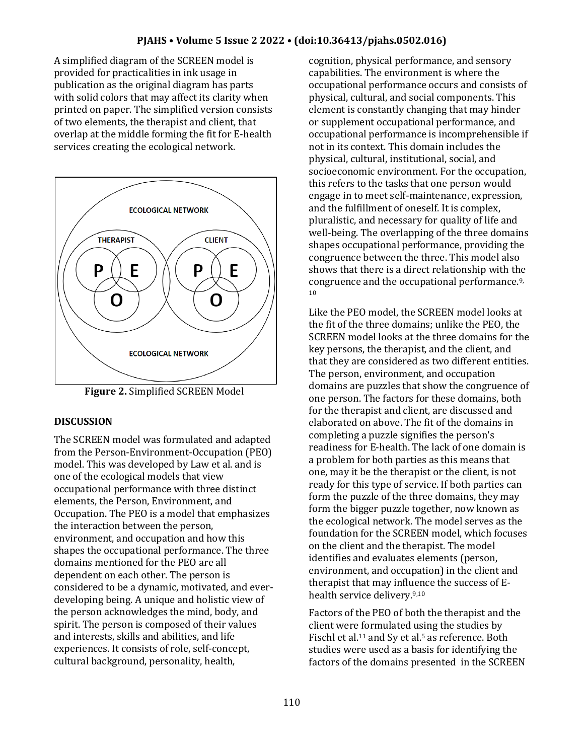A simplified diagram of the SCREEN model is provided for practicalities in ink usage in publication as the original diagram has parts with solid colors that may affect its clarity when printed on paper. The simplified version consists of two elements, the therapist and client, that overlap at the middle forming the fit for E-health services creating the ecological network.

ECOLOGICAL NETWORK

THERAPIST

P E O

CLIENT

P E O

ECOLOGICAL NETWORK

**Figure 2.** Simplified SCREEN Model

## DISCUSSION

The SCREEN model was formulated and adapted from the Person-Environment-Occupation (PEO) model. This was developed by Law et al. and is one of the ecological models that view occupational performance with three distinct elements, the Person, Environment, and Occupation. The PEO is a model that emphasizes the interaction between the person, environment, and occupation and how this shapes the occupational performance. The three domains mentioned for the PEO are all dependent on each other. The person is considered to be a dynamic, motivated, and ever-developing being. A unique and holistic view of the person acknowledges the mind, body, and spirit. The person is composed of their values and interests, skills and abilities, and life experiences. It consists of role, self-concept, cultural background, personality, health, cognition, physical performance, and sensory capabilities. The environment is where the occupational performance occurs and consists of physical, cultural, and social components. This element is constantly changing that may hinder or supplement occupational performance, and occupational performance is incomprehensible if not in its context. This domain includes the physical, cultural, institutional, social, and socioeconomic environment. For the occupation, this refers to the tasks that one person would engage in to meet self-maintenance, expression, and the fulfillment of oneself. It is complex, pluralistic, and necessary for quality of life and well-being. The overlapping of the three domains shapes occupational performance, providing the congruence between the three. This model also shows that there is a direct relationship with the congruence and the occupational performance.[9,10]

Like the PEO model, the SCREEN model looks at the fit of the three domains; unlike the PEO, the SCREEN model looks at the three domains for the key persons, the therapist, and the client, and that they are considered as two different entities. The person, environment, and occupation domains are puzzles that show the congruence of one person. The factors for these domains, both for the therapist and client, are discussed and elaborated on above. The fit of the domains in completing a puzzle signifies the person's readiness for E-health. The lack of one domain is a problem for both parties as this means that one, may it be the therapist or the client, is not ready for this type of service. If both parties can form the puzzle of the three domains, they may form the bigger puzzle together, now known as the ecological network. The model serves as the foundation for the SCREEN model, which focuses on the client and the therapist. The model identifies and evaluates elements (person, environment, and occupation) in the client and therapist that may influence the success of E-health service delivery.[9,10]

Factors of the PEO of both the therapist and the client were formulated using the studies by Fischl et al.[11] and Sy et al.[5] as reference. Both studies were used as a basis for identifying the factors of the domains presented in the SCREEN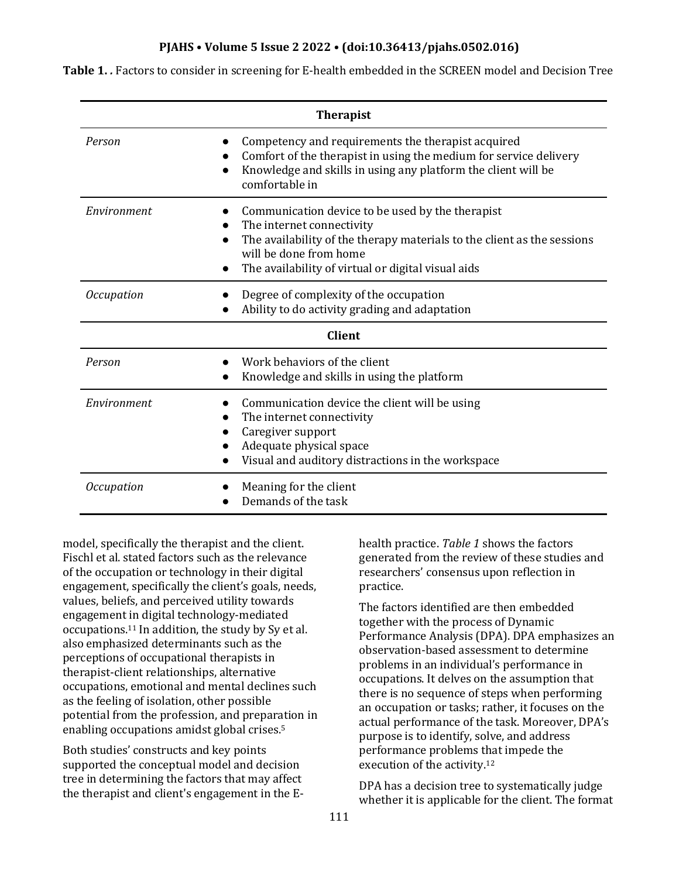**Table 1. .** Factors to consider in screening for E-health embedded in the SCREEN model and Decision Tree

| | |
|---|---|
| **Therapist** | |
| *Person* | • Competency and requirements the therapist acquired<br>• Comfort of the therapist in using the medium for service delivery<br>• Knowledge and skills in using any platform the client will be comfortable in |
| *Environment* | • Communication device to be used by the therapist<br>• The internet connectivity<br>• The availability of the therapy materials to the client as the sessions will be done from home<br>• The availability of virtual or digital visual aids |
| *Occupation* | • Degree of complexity of the occupation<br>• Ability to do activity grading and adaptation |
| **Client** | |
| *Person* | • Work behaviors of the client<br>• Knowledge and skills in using the platform |
| *Environment* | • Communication device the client will be using<br>• The internet connectivity<br>• Caregiver support<br>• Adequate physical space<br>• Visual and auditory distractions in the workspace |
| *Occupation* | • Meaning for the client<br>• Demands of the task |

model, specifically the therapist and the client. Fischl et al. stated factors such as the relevance of the occupation or technology in their digital engagement, specifically the client's goals, needs, values, beliefs, and perceived utility towards engagement in digital technology-mediated occupations.[11] In addition, the study by Sy et al. also emphasized determinants such as the perceptions of occupational therapists in therapist-client relationships, alternative occupations, emotional and mental declines such as the feeling of isolation, other possible potential from the profession, and preparation in enabling occupations amidst global crises.[5]

Both studies' constructs and key points supported the conceptual model and decision tree in determining the factors that may affect the therapist and client's engagement in the E-health practice. *Table 1* shows the factors generated from the review of these studies and researchers' consensus upon reflection in practice.

The factors identified are then embedded together with the process of Dynamic Performance Analysis (DPA). DPA emphasizes an observation-based assessment to determine problems in an individual's performance in occupations. It delves on the assumption that there is no sequence of steps when performing an occupation or tasks; rather, it focuses on the actual performance of the task. Moreover, DPA's purpose is to identify, solve, and address performance problems that impede the execution of the activity.[12]

DPA has a decision tree to systematically judge whether it is applicable for the client. The format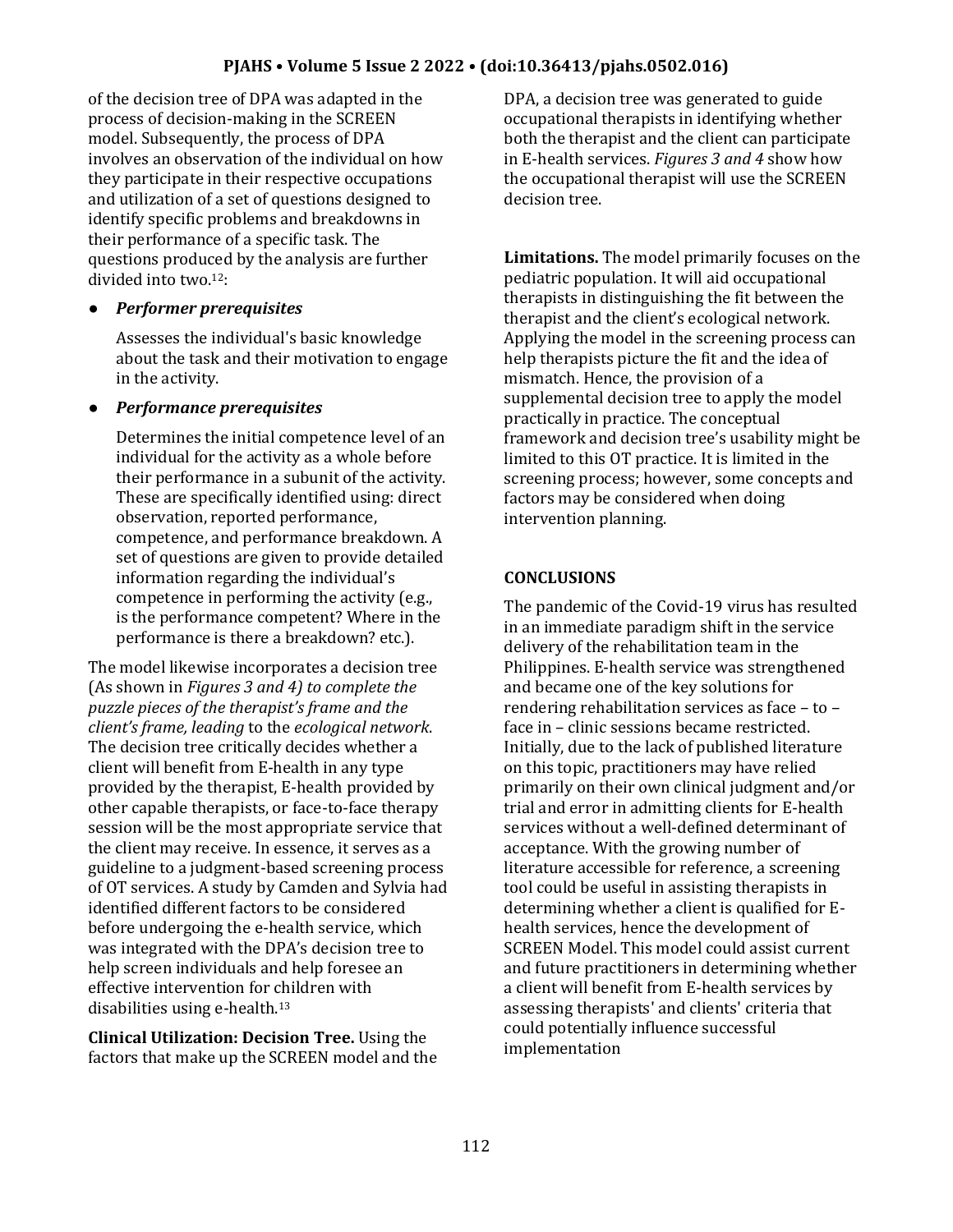of the decision tree of DPA was adapted in the process of decision-making in the SCREEN model. Subsequently, the process of DPA involves an observation of the individual on how they participate in their respective occupations and utilization of a set of questions designed to identify specific problems and breakdowns in their performance of a specific task. The questions produced by the analysis are further divided into two.[12]:

- ***Performer prerequisites***

  Assesses the individual's basic knowledge about the task and their motivation to engage in the activity.

- ***Performance prerequisites***

  Determines the initial competence level of an individual for the activity as a whole before their performance in a subunit of the activity. These are specifically identified using: direct observation, reported performance, competence, and performance breakdown. A set of questions are given to provide detailed information regarding the individual's competence in performing the activity (e.g., is the performance competent? Where in the performance is there a breakdown? etc.).

The model likewise incorporates a decision tree (As shown in *Figures 3 and 4) to complete the puzzle pieces of the therapist's frame and the client's frame, leading* to the *ecological network*. The decision tree critically decides whether a client will benefit from E-health in any type provided by the therapist, E-health provided by other capable therapists, or face-to-face therapy session will be the most appropriate service that the client may receive. In essence, it serves as a guideline to a judgment-based screening process of OT services. A study by Camden and Sylvia had identified different factors to be considered before undergoing the e-health service, which was integrated with the DPA's decision tree to help screen individuals and help foresee an effective intervention for children with disabilities using e-health.[13]

**Clinical Utilization: Decision Tree.** Using the factors that make up the SCREEN model and the DPA, a decision tree was generated to guide occupational therapists in identifying whether both the therapist and the client can participate in E-health services. *Figures 3 and 4* show how the occupational therapist will use the SCREEN decision tree.

**Limitations.** The model primarily focuses on the pediatric population. It will aid occupational therapists in distinguishing the fit between the therapist and the client's ecological network. Applying the model in the screening process can help therapists picture the fit and the idea of mismatch. Hence, the provision of a supplemental decision tree to apply the model practically in practice. The conceptual framework and decision tree's usability might be limited to this OT practice. It is limited in the screening process; however, some concepts and factors may be considered when doing intervention planning.

## CONCLUSIONS

The pandemic of the Covid-19 virus has resulted in an immediate paradigm shift in the service delivery of the rehabilitation team in the Philippines. E-health service was strengthened and became one of the key solutions for rendering rehabilitation services as face – to – face in – clinic sessions became restricted. Initially, due to the lack of published literature on this topic, practitioners may have relied primarily on their own clinical judgment and/or trial and error in admitting clients for E-health services without a well-defined determinant of acceptance. With the growing number of literature accessible for reference, a screening tool could be useful in assisting therapists in determining whether a client is qualified for E-health services, hence the development of SCREEN Model. This model could assist current and future practitioners in determining whether a client will benefit from E-health services by assessing therapists' and clients' criteria that could potentially influence successful implementation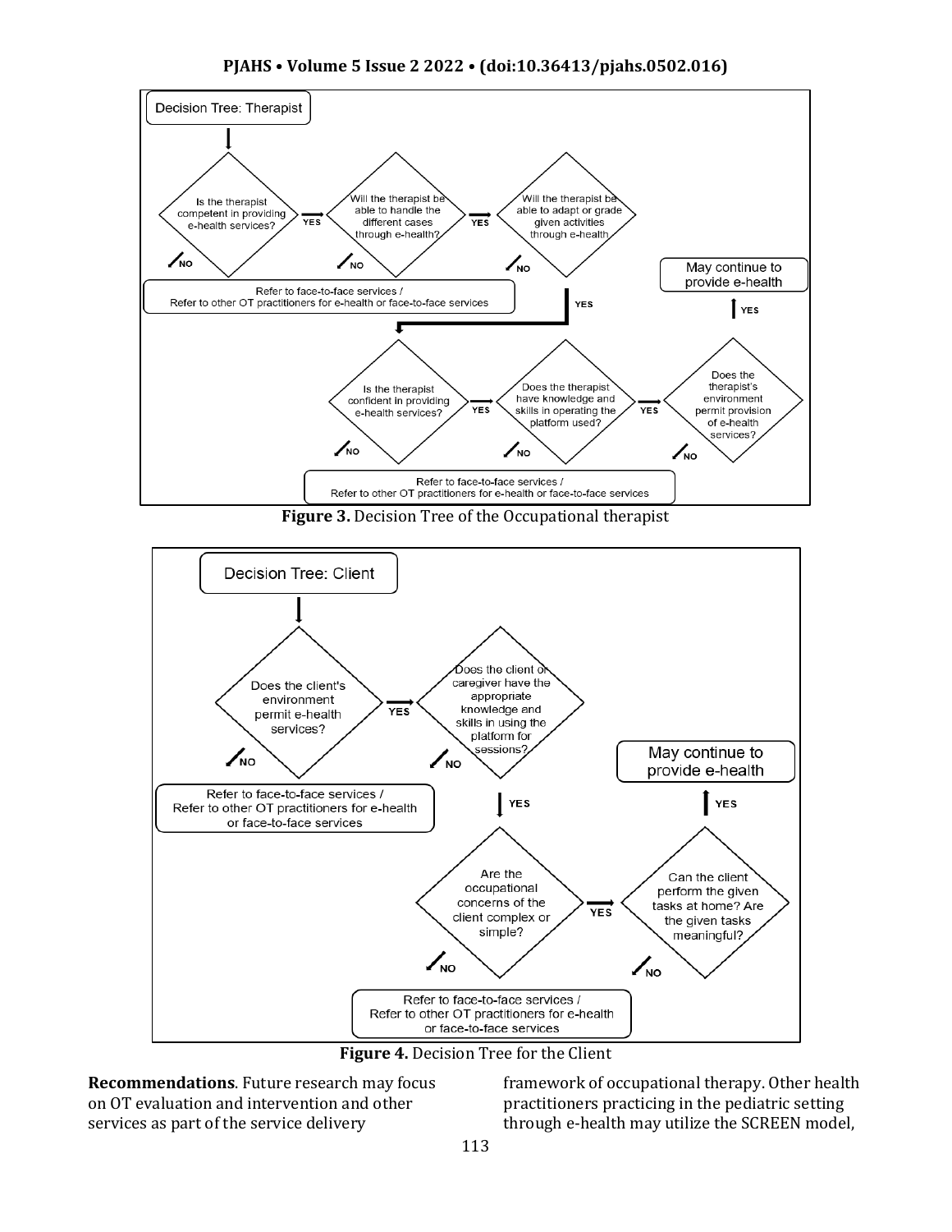Decision Tree: Therapist

Is the therapist competent in providing e-health services?

YES

Will the therapist be able to handle the different cases through e-health?

YES

Will the therapist be able to adapt or grade given activities through e-health?

NO

NO

NO

Refer to face-to-face services /
Refer to other OT practitioners for e-health or face-to-face services

YES

May continue to provide e-health

YES

Is the therapist confident in providing e-health services?

YES

Does the therapist have knowledge and skills in operating the platform used?

YES

Does the therapist's environment permit provision of e-health services?

NO

NO

NO

Refer to face-to-face services /
Refer to other OT practitioners for e-health or face-to-face services

**Figure 3.** Decision Tree of the Occupational therapist

Decision Tree: Client

Does the client's environment permit e-health services?

YES

Does the client or caregiver have the appropriate knowledge and skills in using the platform for sessions?

NO

NO

Refer to face-to-face services /
Refer to other OT practitioners for e-health or face-to-face services

YES

May continue to provide e-health

YES

Are the occupational concerns of the client complex or simple?

YES

Can the client perform the given tasks at home? Are the given tasks meaningful?

NO

NO

Refer to face-to-face services /
Refer to other OT practitioners for e-health or face-to-face services

**Figure 4.** Decision Tree for the Client

**Recommendations**. Future research may focus on OT evaluation and intervention and other services as part of the service delivery framework of occupational therapy. Other health practitioners practicing in the pediatric setting through e-health may utilize the SCREEN model,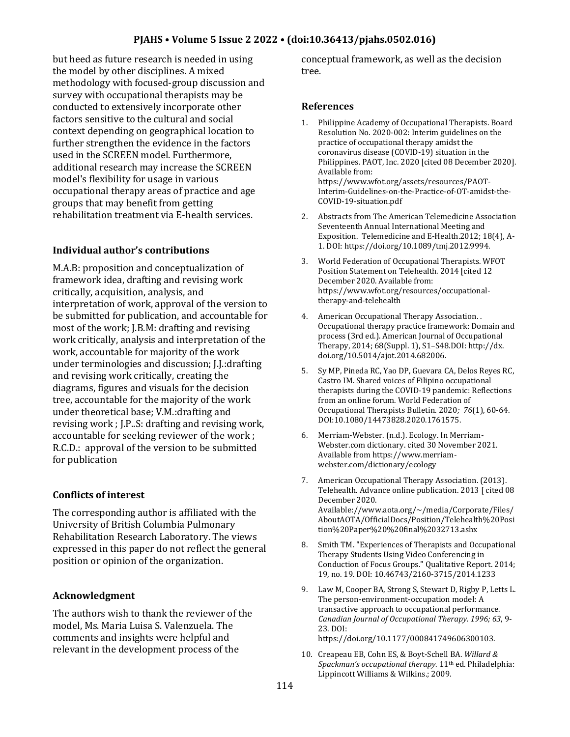but heed as future research is needed in using the model by other disciplines. A mixed methodology with focused-group discussion and survey with occupational therapists may be conducted to extensively incorporate other factors sensitive to the cultural and social context depending on geographical location to further strengthen the evidence in the factors used in the SCREEN model. Furthermore, additional research may increase the SCREEN model's flexibility for usage in various occupational therapy areas of practice and age groups that may benefit from getting rehabilitation treatment via E-health services.

### Individual author's contributions

M.A.B: proposition and conceptualization of framework idea, drafting and revising work critically, acquisition, analysis, and interpretation of work, approval of the version to be submitted for publication, and accountable for most of the work; J.B.M: drafting and revising work critically, analysis and interpretation of the work, accountable for majority of the work under terminologies and discussion; J.J.:drafting and revising work critically, creating the diagrams, figures and visuals for the decision tree, accountable for the majority of the work under theoretical base; V.M.:drafting and revising work ; J.P..S: drafting and revising work, accountable for seeking reviewer of the work ; R.C.D.: approval of the version to be submitted for publication

### Conflicts of interest

The corresponding author is affiliated with the University of British Columbia Pulmonary Rehabilitation Research Laboratory. The views expressed in this paper do not reflect the general position or opinion of the organization.

### Acknowledgment

The authors wish to thank the reviewer of the model, Ms. Maria Luisa S. Valenzuela. The comments and insights were helpful and relevant in the development process of the conceptual framework, as well as the decision tree.

### References

1. Philippine Academy of Occupational Therapists. Board Resolution No. 2020-002: Interim guidelines on the practice of occupational therapy amidst the coronavirus disease (COVID-19) situation in the Philippines. PAOT, Inc. 2020 [cited 08 December 2020]. Available from: https://www.wfot.org/assets/resources/PAOT-Interim-Guidelines-on-the-Practice-of-OT-amidst-the-COVID-19-situation.pdf
2. Abstracts from The American Telemedicine Association Seventeenth Annual International Meeting and Exposition. Telemedicine and E-Health.2012; 18(4), A-1. DOI: https://doi.org/10.1089/tmj.2012.9994.
3. World Federation of Occupational Therapists. WFOT Position Statement on Telehealth. 2014 [cited 12 December 2020. Available from: https://www.wfot.org/resources/occupational-therapy-and-telehealth
4. American Occupational Therapy Association. . Occupational therapy practice framework: Domain and process (3rd ed.). American Journal of Occupational Therapy, 2014; 68(Suppl. 1), S1–S48.DOI: http://dx.doi.org/10.5014/ajot.2014.682006.
5. Sy MP, Pineda RC, Yao DP, Guevara CA, Delos Reyes RC, Castro IM. Shared voices of Filipino occupational therapists during the COVID-19 pandemic: Reflections from an online forum. World Federation of Occupational Therapists Bulletin. 2020*; 76*(1), 60-64. DOI:10.1080/14473828.2020.1761575.
6. Merriam-Webster. (n.d.). Ecology. In Merriam-Webster.com dictionary. cited 30 November 2021. Available from https://www.merriam-webster.com/dictionary/ecology
7. American Occupational Therapy Association. (2013). Telehealth. Advance online publication. 2013 [ cited 08 December 2020. Available://www.aota.org/~/media/Corporate/Files/AboutAOTA/OfficialDocs/Position/Telehealth%20Position%20Paper%20%20final%2032713.ashx
8. Smith TM. "Experiences of Therapists and Occupational Therapy Students Using Video Conferencing in Conduction of Focus Groups." Qualitative Report. 2014; 19, no. 19. DOI: 10.46743/2160-3715/2014.1233
9. Law M, Cooper BA, Strong S, Stewart D, Rigby P, Letts L. The person-environment-occupation model: A transactive approach to occupational performance. *Canadian Journal of Occupational Therapy. 1996; 63*, 9-23. DOI: https://doi.org/10.1177/000841749606300103.
10. Creapeau EB, Cohn ES, & Boyt-Schell BA. *Willard & Spackman's occupational therapy*. 11th ed. Philadelphia: Lippincott Williams & Wilkins.; 2009.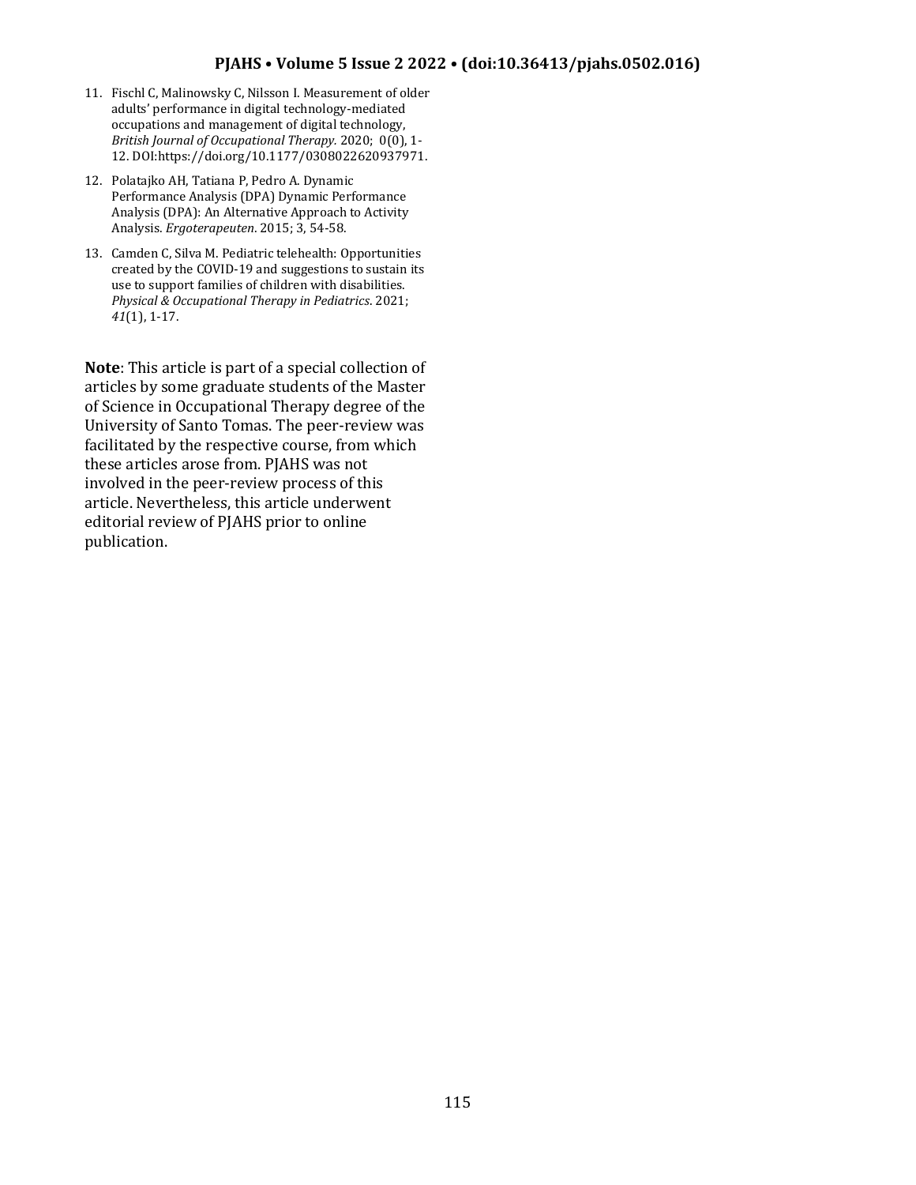11. Fischl C, Malinowsky C, Nilsson I. Measurement of older adults' performance in digital technology-mediated occupations and management of digital technology, *British Journal of Occupational Therapy*. 2020; 0(0), 1-12. DOI:https://doi.org/10.1177/0308022620937971.

12. Polatajko AH, Tatiana P, Pedro A. Dynamic Performance Analysis (DPA) Dynamic Performance Analysis (DPA): An Alternative Approach to Activity Analysis. *Ergoterapeuten*. 2015; 3, 54-58.

13. Camden C, Silva M. Pediatric telehealth: Opportunities created by the COVID-19 and suggestions to sustain its use to support families of children with disabilities. *Physical & Occupational Therapy in Pediatrics*. 2021; *41*(1), 1-17.

**Note**: This article is part of a special collection of articles by some graduate students of the Master of Science in Occupational Therapy degree of the University of Santo Tomas. The peer-review was facilitated by the respective course, from which these articles arose from. PJAHS was not involved in the peer-review process of this article. Nevertheless, this article underwent editorial review of PJAHS prior to online publication.